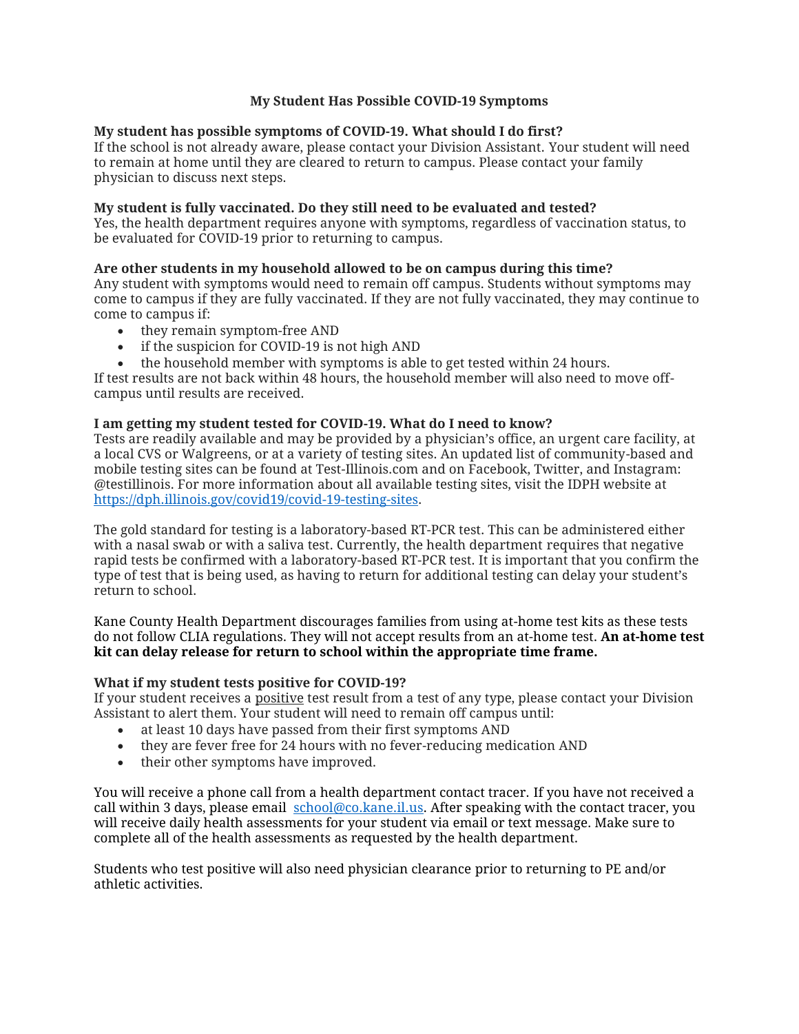# My Student Has Possible COVID-19 Symptoms

**My student has possible symptoms of COVID-19. What should I do first?**
If the school is not already aware, please contact your Division Assistant. Your student will need to remain at home until they are cleared to return to campus. Please contact your family physician to discuss next steps.

**My student is fully vaccinated. Do they still need to be evaluated and tested?**
Yes, the health department requires anyone with symptoms, regardless of vaccination status, to be evaluated for COVID-19 prior to returning to campus.

**Are other students in my household allowed to be on campus during this time?**
Any student with symptoms would need to remain off campus. Students without symptoms may come to campus if they are fully vaccinated. If they are not fully vaccinated, they may continue to come to campus if:

- they remain symptom-free AND
- if the suspicion for COVID-19 is not high AND
- the household member with symptoms is able to get tested within 24 hours.

If test results are not back within 48 hours, the household member will also need to move off-campus until results are received.

**I am getting my student tested for COVID-19. What do I need to know?**
Tests are readily available and may be provided by a physician's office, an urgent care facility, at a local CVS or Walgreens, or at a variety of testing sites. An updated list of community-based and mobile testing sites can be found at Test-Illinois.com and on Facebook, Twitter, and Instagram: @testillinois. For more information about all available testing sites, visit the IDPH website at [https://dph.illinois.gov/covid19/covid-19-testing-sites](https://dph.illinois.gov/covid19/covid-19-testing-sites).

The gold standard for testing is a laboratory-based RT-PCR test. This can be administered either with a nasal swab or with a saliva test. Currently, the health department requires that negative rapid tests be confirmed with a laboratory-based RT-PCR test. It is important that you confirm the type of test that is being used, as having to return for additional testing can delay your student's return to school.

Kane County Health Department discourages families from using at-home test kits as these tests do not follow CLIA regulations. They will not accept results from an at-home test. **An at-home test kit can delay release for return to school within the appropriate time frame.**

**What if my student tests positive for COVID-19?**
If your student receives a positive test result from a test of any type, please contact your Division Assistant to alert them. Your student will need to remain off campus until:

- at least 10 days have passed from their first symptoms AND
- they are fever free for 24 hours with no fever-reducing medication AND
- their other symptoms have improved.

You will receive a phone call from a health department contact tracer. If you have not received a call within 3 days, please email [school@co.kane.il.us](mailto:school@co.kane.il.us). After speaking with the contact tracer, you will receive daily health assessments for your student via email or text message. Make sure to complete all of the health assessments as requested by the health department.

Students who test positive will also need physician clearance prior to returning to PE and/or athletic activities.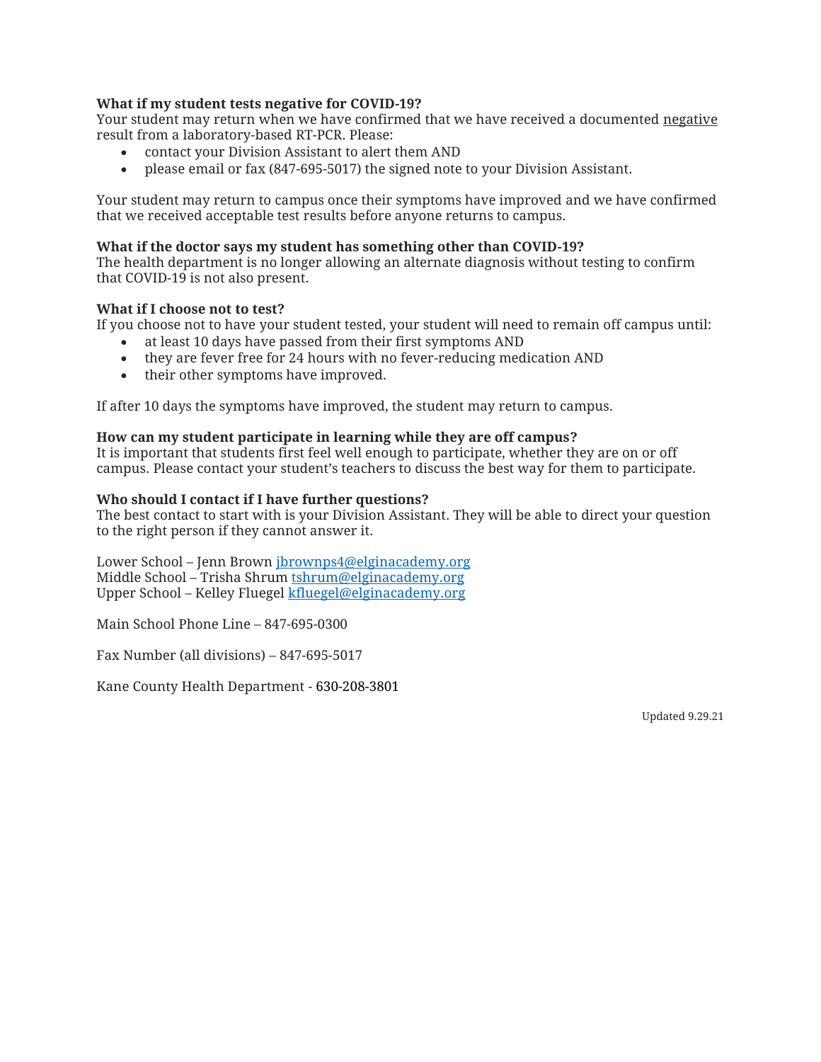**What if my student tests negative for COVID-19?**
Your student may return when we have confirmed that we have received a documented <u>negative</u> result from a laboratory-based RT-PCR. Please:

- contact your Division Assistant to alert them AND
- please email or fax (847-695-5017) the signed note to your Division Assistant.

Your student may return to campus once their symptoms have improved and we have confirmed that we received acceptable test results before anyone returns to campus.

**What if the doctor says my student has something other than COVID-19?**
The health department is no longer allowing an alternate diagnosis without testing to confirm that COVID-19 is not also present.

**What if I choose not to test?**
If you choose not to have your student tested, your student will need to remain off campus until:

- at least 10 days have passed from their first symptoms AND
- they are fever free for 24 hours with no fever-reducing medication AND
- their other symptoms have improved.

If after 10 days the symptoms have improved, the student may return to campus.

**How can my student participate in learning while they are off campus?**
It is important that students first feel well enough to participate, whether they are on or off campus. Please contact your student's teachers to discuss the best way for them to participate.

**Who should I contact if I have further questions?**
The best contact to start with is your Division Assistant. They will be able to direct your question to the right person if they cannot answer it.

Lower School – Jenn Brown jbrownps4@elginacademy.org
Middle School – Trisha Shrum tshrum@elginacademy.org
Upper School – Kelley Fluegel kfluegel@elginacademy.org

Main School Phone Line – 847-695-0300

Fax Number (all divisions) – 847-695-5017

Kane County Health Department - 630-208-3801

Updated 9.29.21